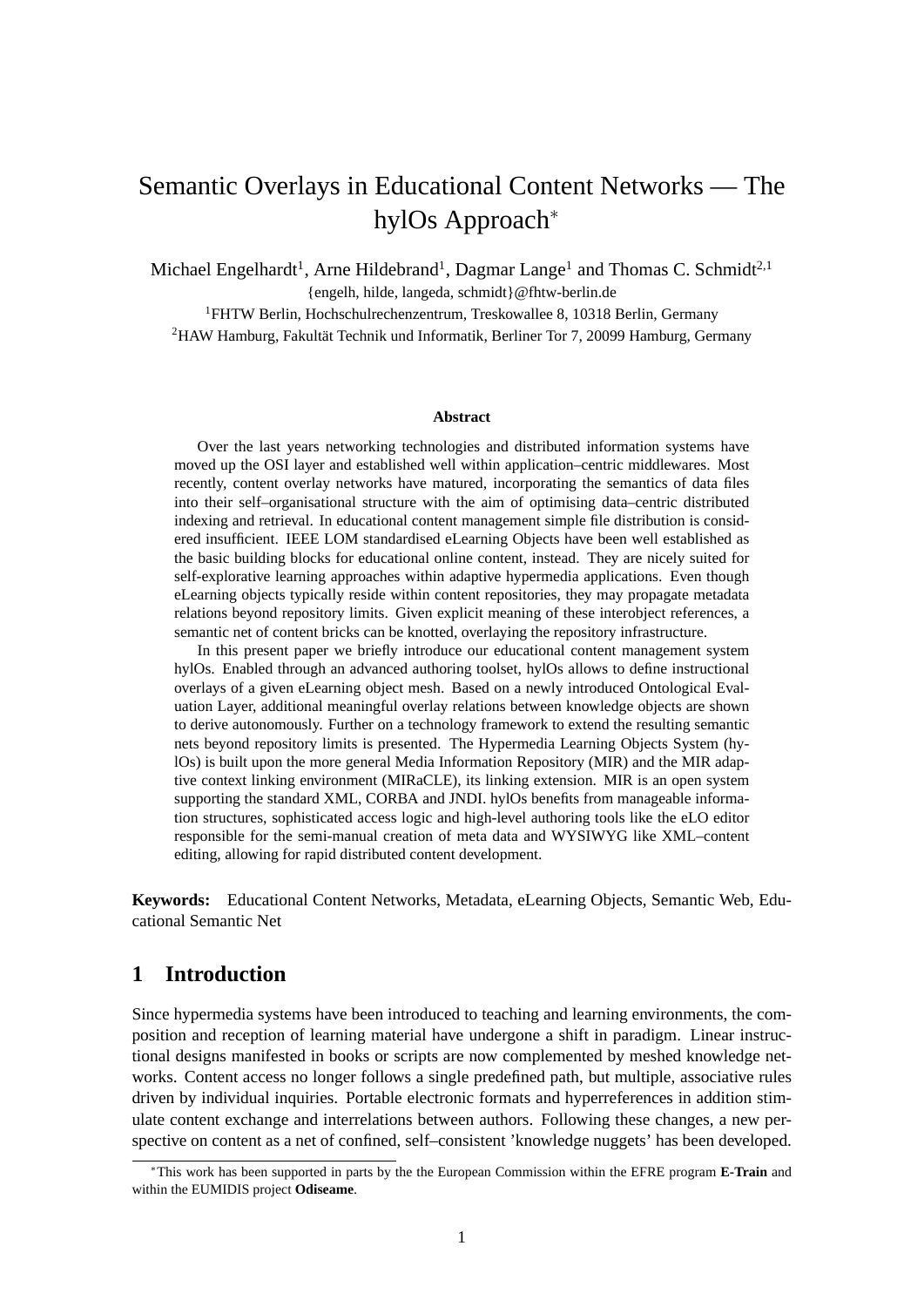# Semantic Overlays in Educational Content Networks — The hylOs Approach*

Michael Engelhardt[1], Arne Hildebrand[1], Dagmar Lange[1] and Thomas C. Schmidt[2,1]

{engelh, hilde, langeda, schmidt}@fhtw-berlin.de

[1]FHTW Berlin, Hochschulrechenzentrum, Treskowallee 8, 10318 Berlin, Germany

[2]HAW Hamburg, Fakultät Technik und Informatik, Berliner Tor 7, 20099 Hamburg, Germany

**Abstract**

Over the last years networking technologies and distributed information systems have moved up the OSI layer and established well within application–centric middlewares. Most recently, content overlay networks have matured, incorporating the semantics of data files into their self–organisational structure with the aim of optimising data–centric distributed indexing and retrieval. In educational content management simple file distribution is considered insufficient. IEEE LOM standardised eLearning Objects have been well established as the basic building blocks for educational online content, instead. They are nicely suited for self-explorative learning approaches within adaptive hypermedia applications. Even though eLearning objects typically reside within content repositories, they may propagate metadata relations beyond repository limits. Given explicit meaning of these interobject references, a semantic net of content bricks can be knotted, overlaying the repository infrastructure.

In this present paper we briefly introduce our educational content management system hylOs. Enabled through an advanced authoring toolset, hylOs allows to define instructional overlays of a given eLearning object mesh. Based on a newly introduced Ontological Evaluation Layer, additional meaningful overlay relations between knowledge objects are shown to derive autonomously. Further on a technology framework to extend the resulting semantic nets beyond repository limits is presented. The Hypermedia Learning Objects System (hylOs) is built upon the more general Media Information Repository (MIR) and the MIR adaptive context linking environment (MIRaCLE), its linking extension. MIR is an open system supporting the standard XML, CORBA and JNDI. hylOs benefits from manageable information structures, sophisticated access logic and high-level authoring tools like the eLO editor responsible for the semi-manual creation of meta data and WYSIWYG like XML–content editing, allowing for rapid distributed content development.

**Keywords:** Educational Content Networks, Metadata, eLearning Objects, Semantic Web, Educational Semantic Net

## 1 Introduction

Since hypermedia systems have been introduced to teaching and learning environments, the composition and reception of learning material have undergone a shift in paradigm. Linear instructional designs manifested in books or scripts are now complemented by meshed knowledge networks. Content access no longer follows a single predefined path, but multiple, associative rules driven by individual inquiries. Portable electronic formats and hyperreferences in addition stimulate content exchange and interrelations between authors. Following these changes, a new perspective on content as a net of confined, self–consistent 'knowledge nuggets' has been developed.

*This work has been supported in parts by the the European Commission within the EFRE program **E-Train** and within the EUMIDIS project **Odiseame**.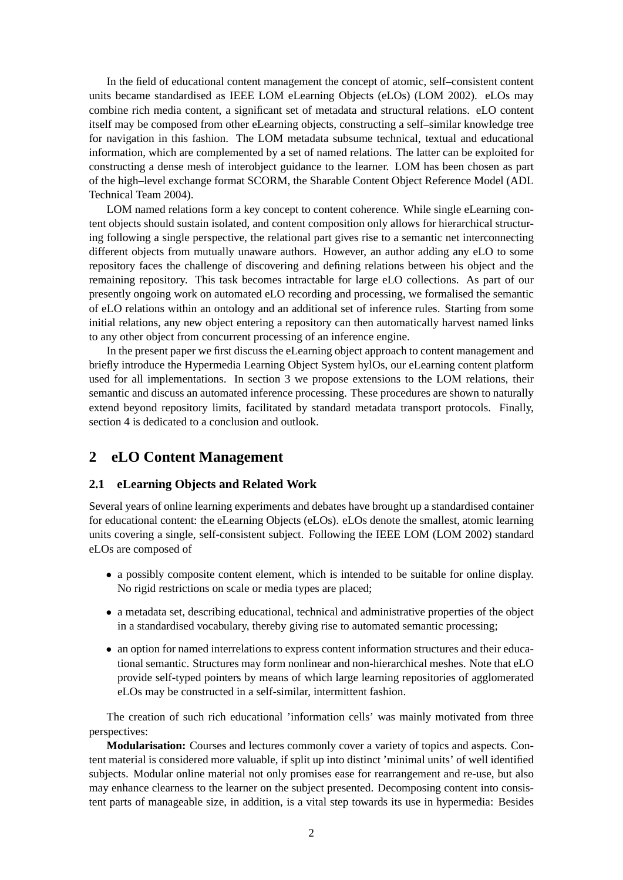In the field of educational content management the concept of atomic, self–consistent content units became standardised as IEEE LOM eLearning Objects (eLOs) (LOM 2002). eLOs may combine rich media content, a significant set of metadata and structural relations. eLO content itself may be composed from other eLearning objects, constructing a self–similar knowledge tree for navigation in this fashion. The LOM metadata subsume technical, textual and educational information, which are complemented by a set of named relations. The latter can be exploited for constructing a dense mesh of interobject guidance to the learner. LOM has been chosen as part of the high–level exchange format SCORM, the Sharable Content Object Reference Model (ADL Technical Team 2004).

LOM named relations form a key concept to content coherence. While single eLearning content objects should sustain isolated, and content composition only allows for hierarchical structuring following a single perspective, the relational part gives rise to a semantic net interconnecting different objects from mutually unaware authors. However, an author adding any eLO to some repository faces the challenge of discovering and defining relations between his object and the remaining repository. This task becomes intractable for large eLO collections. As part of our presently ongoing work on automated eLO recording and processing, we formalised the semantic of eLO relations within an ontology and an additional set of inference rules. Starting from some initial relations, any new object entering a repository can then automatically harvest named links to any other object from concurrent processing of an inference engine.

In the present paper we first discuss the eLearning object approach to content management and briefly introduce the Hypermedia Learning Object System hylOs, our eLearning content platform used for all implementations. In section 3 we propose extensions to the LOM relations, their semantic and discuss an automated inference processing. These procedures are shown to naturally extend beyond repository limits, facilitated by standard metadata transport protocols. Finally, section 4 is dedicated to a conclusion and outlook.

## 2 eLO Content Management

### 2.1 eLearning Objects and Related Work

Several years of online learning experiments and debates have brought up a standardised container for educational content: the eLearning Objects (eLOs). eLOs denote the smallest, atomic learning units covering a single, self-consistent subject. Following the IEEE LOM (LOM 2002) standard eLOs are composed of

- a possibly composite content element, which is intended to be suitable for online display. No rigid restrictions on scale or media types are placed;
- a metadata set, describing educational, technical and administrative properties of the object in a standardised vocabulary, thereby giving rise to automated semantic processing;
- an option for named interrelations to express content information structures and their educational semantic. Structures may form nonlinear and non-hierarchical meshes. Note that eLO provide self-typed pointers by means of which large learning repositories of agglomerated eLOs may be constructed in a self-similar, intermittent fashion.

The creation of such rich educational 'information cells' was mainly motivated from three perspectives:

**Modularisation:** Courses and lectures commonly cover a variety of topics and aspects. Content material is considered more valuable, if split up into distinct 'minimal units' of well identified subjects. Modular online material not only promises ease for rearrangement and re-use, but also may enhance clearness to the learner on the subject presented. Decomposing content into consistent parts of manageable size, in addition, is a vital step towards its use in hypermedia: Besides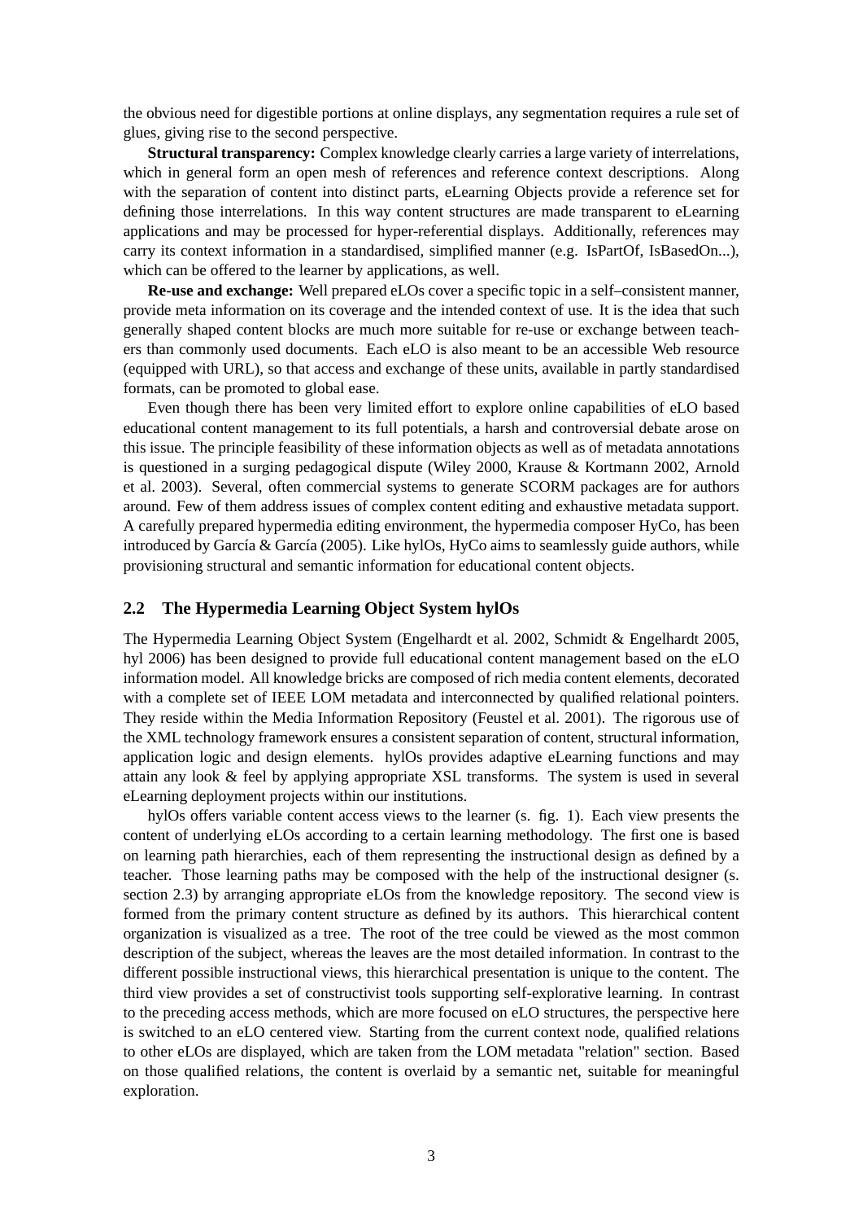the obvious need for digestible portions at online displays, any segmentation requires a rule set of glues, giving rise to the second perspective.

**Structural transparency:** Complex knowledge clearly carries a large variety of interrelations, which in general form an open mesh of references and reference context descriptions. Along with the separation of content into distinct parts, eLearning Objects provide a reference set for defining those interrelations. In this way content structures are made transparent to eLearning applications and may be processed for hyper-referential displays. Additionally, references may carry its context information in a standardised, simplified manner (e.g. IsPartOf, IsBasedOn...), which can be offered to the learner by applications, as well.

**Re-use and exchange:** Well prepared eLOs cover a specific topic in a self–consistent manner, provide meta information on its coverage and the intended context of use. It is the idea that such generally shaped content blocks are much more suitable for re-use or exchange between teachers than commonly used documents. Each eLO is also meant to be an accessible Web resource (equipped with URL), so that access and exchange of these units, available in partly standardised formats, can be promoted to global ease.

Even though there has been very limited effort to explore online capabilities of eLO based educational content management to its full potentials, a harsh and controversial debate arose on this issue. The principle feasibility of these information objects as well as of metadata annotations is questioned in a surging pedagogical dispute (Wiley 2000, Krause & Kortmann 2002, Arnold et al. 2003). Several, often commercial systems to generate SCORM packages are for authors around. Few of them address issues of complex content editing and exhaustive metadata support. A carefully prepared hypermedia editing environment, the hypermedia composer HyCo, has been introduced by García & García (2005). Like hylOs, HyCo aims to seamlessly guide authors, while provisioning structural and semantic information for educational content objects.

## 2.2 The Hypermedia Learning Object System hylOs

The Hypermedia Learning Object System (Engelhardt et al. 2002, Schmidt & Engelhardt 2005, hyl 2006) has been designed to provide full educational content management based on the eLO information model. All knowledge bricks are composed of rich media content elements, decorated with a complete set of IEEE LOM metadata and interconnected by qualified relational pointers. They reside within the Media Information Repository (Feustel et al. 2001). The rigorous use of the XML technology framework ensures a consistent separation of content, structural information, application logic and design elements. hylOs provides adaptive eLearning functions and may attain any look & feel by applying appropriate XSL transforms. The system is used in several eLearning deployment projects within our institutions.

hylOs offers variable content access views to the learner (s. fig. 1). Each view presents the content of underlying eLOs according to a certain learning methodology. The first one is based on learning path hierarchies, each of them representing the instructional design as defined by a teacher. Those learning paths may be composed with the help of the instructional designer (s. section 2.3) by arranging appropriate eLOs from the knowledge repository. The second view is formed from the primary content structure as defined by its authors. This hierarchical content organization is visualized as a tree. The root of the tree could be viewed as the most common description of the subject, whereas the leaves are the most detailed information. In contrast to the different possible instructional views, this hierarchical presentation is unique to the content. The third view provides a set of constructivist tools supporting self-explorative learning. In contrast to the preceding access methods, which are more focused on eLO structures, the perspective here is switched to an eLO centered view. Starting from the current context node, qualified relations to other eLOs are displayed, which are taken from the LOM metadata "relation" section. Based on those qualified relations, the content is overlaid by a semantic net, suitable for meaningful exploration.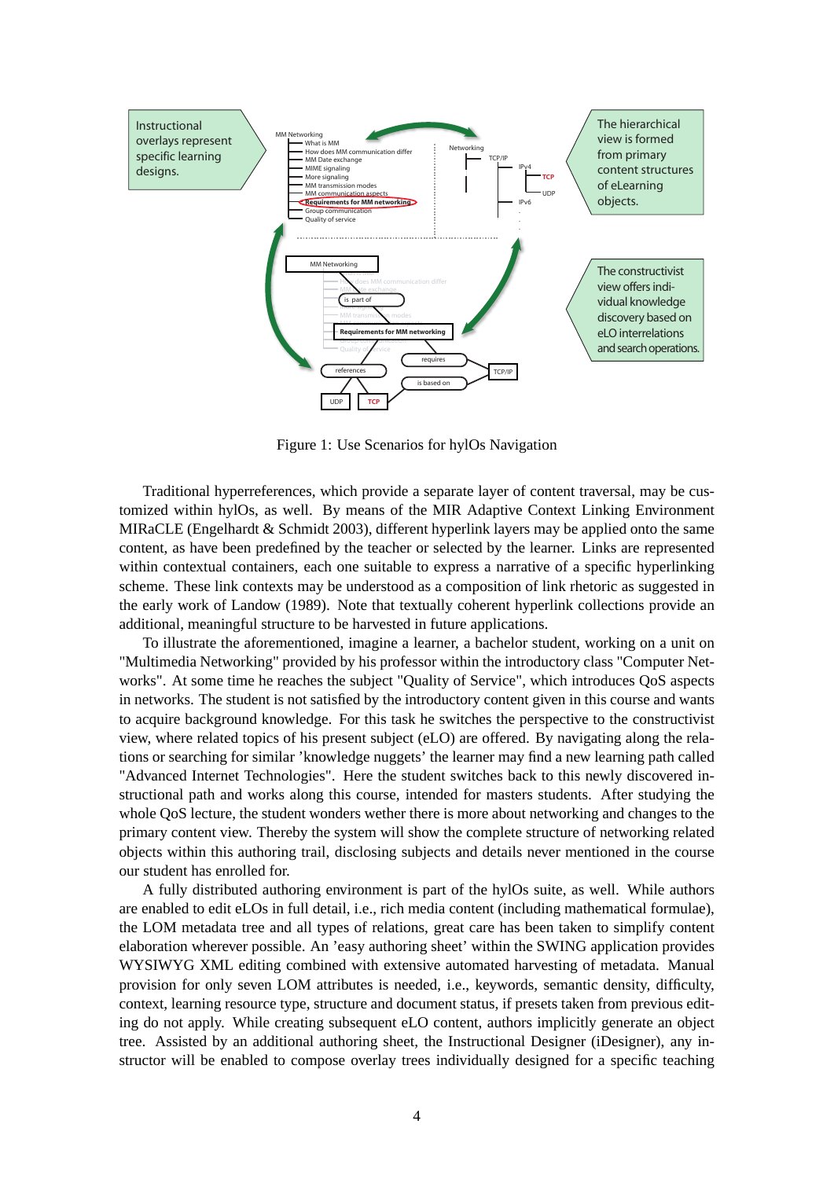Instructional overlays represent specific learning designs.

The hierarchical view is formed from primary content structures of eLearning objects.

The constructivist view offers individual knowledge discovery based on eLO interrelations and search operations.

MM Networking
What is MM
How does MM communication differ
MM Date exchange
MIME signaling
More signaling
MM transmission modes
MM communication aspects
Requirements for MM networking
Group communication
Quality of service

Networking
TCP/IP
IPv4
TCP
UDP
IPv6

MM Networking
is part of
Requirements for MM networking
requires
TCP/IP
references
is based on
UDP
TCP

Figure 1: Use Scenarios for hylOs Navigation

Traditional hyperreferences, which provide a separate layer of content traversal, may be customized within hylOs, as well. By means of the MIR Adaptive Context Linking Environment MIRaCLE (Engelhardt & Schmidt 2003), different hyperlink layers may be applied onto the same content, as have been predefined by the teacher or selected by the learner. Links are represented within contextual containers, each one suitable to express a narrative of a specific hyperlinking scheme. These link contexts may be understood as a composition of link rhetoric as suggested in the early work of Landow (1989). Note that textually coherent hyperlink collections provide an additional, meaningful structure to be harvested in future applications.

To illustrate the aforementioned, imagine a learner, a bachelor student, working on a unit on "Multimedia Networking" provided by his professor within the introductory class "Computer Networks". At some time he reaches the subject "Quality of Service", which introduces QoS aspects in networks. The student is not satisfied by the introductory content given in this course and wants to acquire background knowledge. For this task he switches the perspective to the constructivist view, where related topics of his present subject (eLO) are offered. By navigating along the relations or searching for similar 'knowledge nuggets' the learner may find a new learning path called "Advanced Internet Technologies". Here the student switches back to this newly discovered instructional path and works along this course, intended for masters students. After studying the whole QoS lecture, the student wonders wether there is more about networking and changes to the primary content view. Thereby the system will show the complete structure of networking related objects within this authoring trail, disclosing subjects and details never mentioned in the course our student has enrolled for.

A fully distributed authoring environment is part of the hylOs suite, as well. While authors are enabled to edit eLOs in full detail, i.e., rich media content (including mathematical formulae), the LOM metadata tree and all types of relations, great care has been taken to simplify content elaboration wherever possible. An 'easy authoring sheet' within the SWING application provides WYSIWYG XML editing combined with extensive automated harvesting of metadata. Manual provision for only seven LOM attributes is needed, i.e., keywords, semantic density, difficulty, context, learning resource type, structure and document status, if presets taken from previous editing do not apply. While creating subsequent eLO content, authors implicitly generate an object tree. Assisted by an additional authoring sheet, the Instructional Designer (iDesigner), any instructor will be enabled to compose overlay trees individually designed for a specific teaching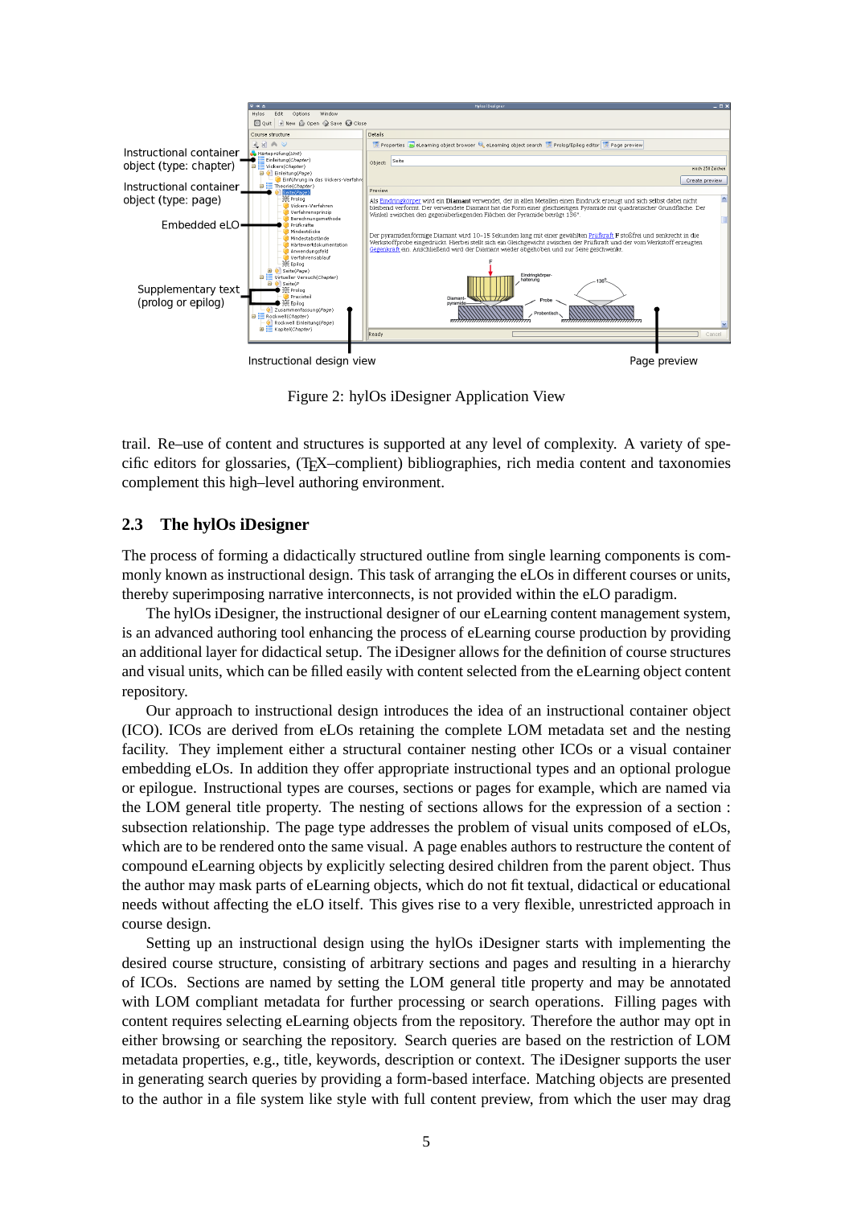Instructional container object (type: chapter)

Instructional container object (type: page)

Embedded eLO

Supplementary text (prolog or epilog)

Instructional design view

Page preview

Figure 2: hylOs iDesigner Application View

trail. Re–use of content and structures is supported at any level of complexity. A variety of specific editors for glossaries, (TEX–complient) bibliographies, rich media content and taxonomies complement this high–level authoring environment.

### 2.3 The hylOs iDesigner

The process of forming a didactically structured outline from single learning components is commonly known as instructional design. This task of arranging the eLOs in different courses or units, thereby superimposing narrative interconnects, is not provided within the eLO paradigm.

The hylOs iDesigner, the instructional designer of our eLearning content management system, is an advanced authoring tool enhancing the process of eLearning course production by providing an additional layer for didactical setup. The iDesigner allows for the definition of course structures and visual units, which can be filled easily with content selected from the eLearning object content repository.

Our approach to instructional design introduces the idea of an instructional container object (ICO). ICOs are derived from eLOs retaining the complete LOM metadata set and the nesting facility. They implement either a structural container nesting other ICOs or a visual container embedding eLOs. In addition they offer appropriate instructional types and an optional prologue or epilogue. Instructional types are courses, sections or pages for example, which are named via the LOM general title property. The nesting of sections allows for the expression of a section : subsection relationship. The page type addresses the problem of visual units composed of eLOs, which are to be rendered onto the same visual. A page enables authors to restructure the content of compound eLearning objects by explicitly selecting desired children from the parent object. Thus the author may mask parts of eLearning objects, which do not fit textual, didactical or educational needs without affecting the eLO itself. This gives rise to a very flexible, unrestricted approach in course design.

Setting up an instructional design using the hylOs iDesigner starts with implementing the desired course structure, consisting of arbitrary sections and pages and resulting in a hierarchy of ICOs. Sections are named by setting the LOM general title property and may be annotated with LOM compliant metadata for further processing or search operations. Filling pages with content requires selecting eLearning objects from the repository. Therefore the author may opt in either browsing or searching the repository. Search queries are based on the restriction of LOM metadata properties, e.g., title, keywords, description or context. The iDesigner supports the user in generating search queries by providing a form-based interface. Matching objects are presented to the author in a file system like style with full content preview, from which the user may drag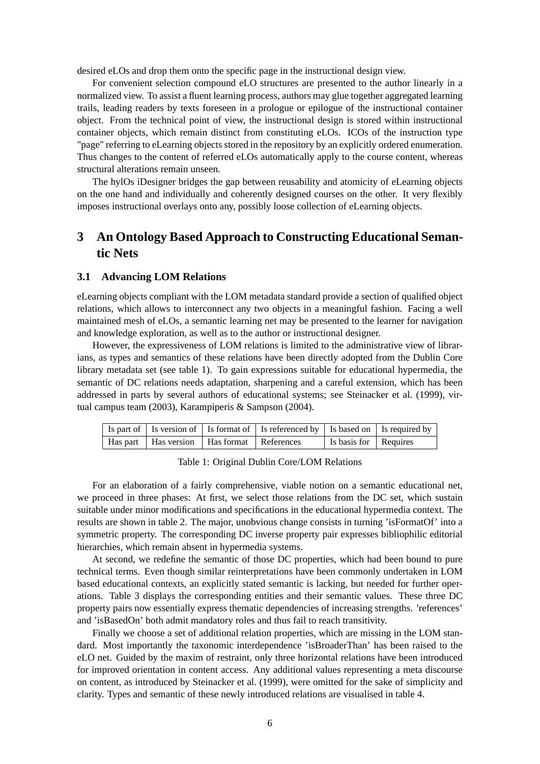desired eLOs and drop them onto the specific page in the instructional design view.

For convenient selection compound eLO structures are presented to the author linearly in a normalized view. To assist a fluent learning process, authors may glue together aggregated learning trails, leading readers by texts foreseen in a prologue or epilogue of the instructional container object. From the technical point of view, the instructional design is stored within instructional container objects, which remain distinct from constituting eLOs. ICOs of the instruction type "page" referring to eLearning objects stored in the repository by an explicitly ordered enumeration. Thus changes to the content of referred eLOs automatically apply to the course content, whereas structural alterations remain unseen.

The hylOs iDesigner bridges the gap between reusability and atomicity of eLearning objects on the one hand and individually and coherently designed courses on the other. It very flexibly imposes instructional overlays onto any, possibly loose collection of eLearning objects.

# 3 An Ontology Based Approach to Constructing Educational Semantic Nets

## 3.1 Advancing LOM Relations

eLearning objects compliant with the LOM metadata standard provide a section of qualified object relations, which allows to interconnect any two objects in a meaningful fashion. Facing a well maintained mesh of eLOs, a semantic learning net may be presented to the learner for navigation and knowledge exploration, as well as to the author or instructional designer.

However, the expressiveness of LOM relations is limited to the administrative view of librarians, as types and semantics of these relations have been directly adopted from the Dublin Core library metadata set (see table 1). To gain expressions suitable for educational hypermedia, the semantic of DC relations needs adaptation, sharpening and a careful extension, which has been addressed in parts by several authors of educational systems; see Steinacker et al. (1999), virtual campus team (2003), Karampiperis & Sampson (2004).

| Is part of | Is version of | Is format of | Is referenced by | Is based on | Is required by |
|---|---|---|---|---|---|
| Has part | Has version | Has format | References | Is basis for | Requires |

Table 1: Original Dublin Core/LOM Relations

For an elaboration of a fairly comprehensive, viable notion on a semantic educational net, we proceed in three phases: At first, we select those relations from the DC set, which sustain suitable under minor modifications and specifications in the educational hypermedia context. The results are shown in table 2. The major, unobvious change consists in turning 'isFormatOf' into a symmetric property. The corresponding DC inverse property pair expresses bibliophilic editorial hierarchies, which remain absent in hypermedia systems.

At second, we redefine the semantic of those DC properties, which had been bound to pure technical terms. Even though similar reinterpretations have been commonly undertaken in LOM based educational contexts, an explicitly stated semantic is lacking, but needed for further operations. Table 3 displays the corresponding entities and their semantic values. These three DC property pairs now essentially express thematic dependencies of increasing strengths. 'references' and 'isBasedOn' both admit mandatory roles and thus fail to reach transitivity.

Finally we choose a set of additional relation properties, which are missing in the LOM standard. Most importantly the taxonomic interdependence 'isBroaderThan' has been raised to the eLO net. Guided by the maxim of restraint, only three horizontal relations have been introduced for improved orientation in content access. Any additional values representing a meta discourse on content, as introduced by Steinacker et al. (1999), were omitted for the sake of simplicity and clarity. Types and semantic of these newly introduced relations are visualised in table 4.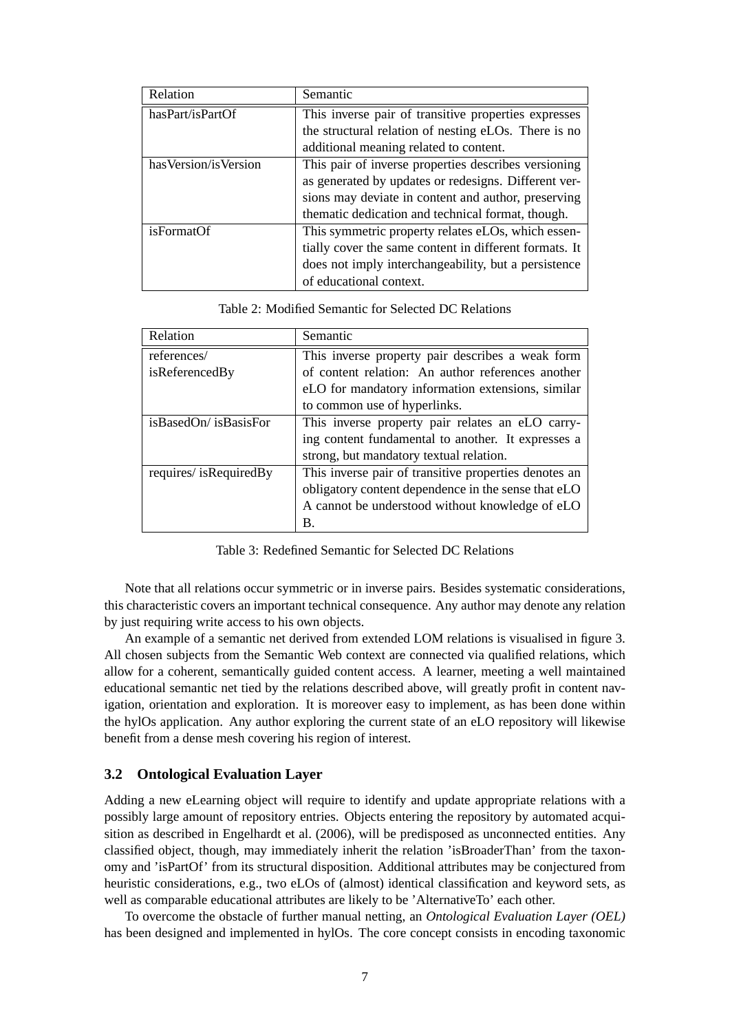| Relation | Semantic |
|---|---|
| hasPart/isPartOf | This inverse pair of transitive properties expresses the structural relation of nesting eLOs. There is no additional meaning related to content. |
| hasVersion/isVersion | This pair of inverse properties describes versioning as generated by updates or redesigns. Different versions may deviate in content and author, preserving thematic dedication and technical format, though. |
| isFormatOf | This symmetric property relates eLOs, which essentially cover the same content in different formats. It does not imply interchangeability, but a persistence of educational context. |

Table 2: Modified Semantic for Selected DC Relations

| Relation | Semantic |
|---|---|
| references/ isReferencedBy | This inverse property pair describes a weak form of content relation: An author references another eLO for mandatory information extensions, similar to common use of hyperlinks. |
| isBasedOn/ isBasisFor | This inverse property pair relates an eLO carrying content fundamental to another. It expresses a strong, but mandatory textual relation. |
| requires/ isRequiredBy | This inverse pair of transitive properties denotes an obligatory content dependence in the sense that eLO A cannot be understood without knowledge of eLO B. |

Table 3: Redefined Semantic for Selected DC Relations

Note that all relations occur symmetric or in inverse pairs. Besides systematic considerations, this characteristic covers an important technical consequence. Any author may denote any relation by just requiring write access to his own objects.

An example of a semantic net derived from extended LOM relations is visualised in figure 3. All chosen subjects from the Semantic Web context are connected via qualified relations, which allow for a coherent, semantically guided content access. A learner, meeting a well maintained educational semantic net tied by the relations described above, will greatly profit in content navigation, orientation and exploration. It is moreover easy to implement, as has been done within the hylOs application. Any author exploring the current state of an eLO repository will likewise benefit from a dense mesh covering his region of interest.

### 3.2 Ontological Evaluation Layer

Adding a new eLearning object will require to identify and update appropriate relations with a possibly large amount of repository entries. Objects entering the repository by automated acquisition as described in Engelhardt et al. (2006), will be predisposed as unconnected entities. Any classified object, though, may immediately inherit the relation 'isBroaderThan' from the taxonomy and 'isPartOf' from its structural disposition. Additional attributes may be conjectured from heuristic considerations, e.g., two eLOs of (almost) identical classification and keyword sets, as well as comparable educational attributes are likely to be 'AlternativeTo' each other.

To overcome the obstacle of further manual netting, an *Ontological Evaluation Layer (OEL)* has been designed and implemented in hylOs. The core concept consists in encoding taxonomic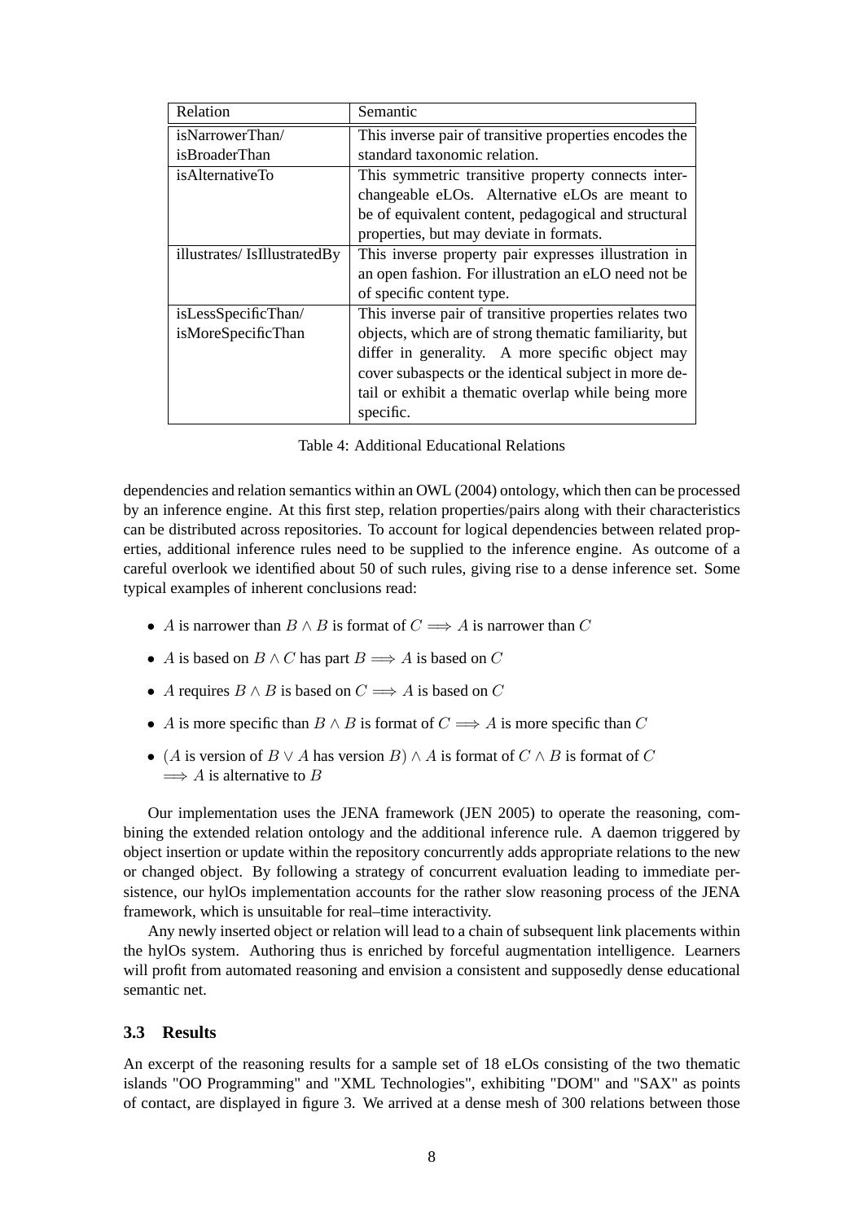| Relation | Semantic |
| --- | --- |
| isNarrowerThan/ isBroaderThan | This inverse pair of transitive properties encodes the standard taxonomic relation. |
| isAlternativeTo | This symmetric transitive property connects interchangeable eLOs. Alternative eLOs are meant to be of equivalent content, pedagogical and structural properties, but may deviate in formats. |
| illustrates/ IsIllustratedBy | This inverse property pair expresses illustration in an open fashion. For illustration an eLO need not be of specific content type. |
| isLessSpecificThan/ isMoreSpecificThan | This inverse pair of transitive properties relates two objects, which are of strong thematic familiarity, but differ in generality. A more specific object may cover subaspects or the identical subject in more detail or exhibit a thematic overlap while being more specific. |

Table 4: Additional Educational Relations

dependencies and relation semantics within an OWL (2004) ontology, which then can be processed by an inference engine. At this first step, relation properties/pairs along with their characteristics can be distributed across repositories. To account for logical dependencies between related properties, additional inference rules need to be supplied to the inference engine. As outcome of a careful overlook we identified about 50 of such rules, giving rise to a dense inference set. Some typical examples of inherent conclusions read:

- $A$ is narrower than $B \wedge B$ is format of $C \Longrightarrow A$ is narrower than $C$
- $A$ is based on $B \wedge C$ has part $B \Longrightarrow A$ is based on $C$
- $A$ requires $B \wedge B$ is based on $C \Longrightarrow A$ is based on $C$
- $A$ is more specific than $B \wedge B$ is format of $C \Longrightarrow A$ is more specific than $C$
- $(A$ is version of $B \vee A$ has version $B) \wedge A$ is format of $C \wedge B$ is format of $C$ $\Longrightarrow A$ is alternative to $B$

Our implementation uses the JENA framework (JEN 2005) to operate the reasoning, combining the extended relation ontology and the additional inference rule. A daemon triggered by object insertion or update within the repository concurrently adds appropriate relations to the new or changed object. By following a strategy of concurrent evaluation leading to immediate persistence, our hylOs implementation accounts for the rather slow reasoning process of the JENA framework, which is unsuitable for real–time interactivity.

Any newly inserted object or relation will lead to a chain of subsequent link placements within the hylOs system. Authoring thus is enriched by forceful augmentation intelligence. Learners will profit from automated reasoning and envision a consistent and supposedly dense educational semantic net.

### 3.3 Results

An excerpt of the reasoning results for a sample set of 18 eLOs consisting of the two thematic islands "OO Programming" and "XML Technologies", exhibiting "DOM" and "SAX" as points of contact, are displayed in figure 3. We arrived at a dense mesh of 300 relations between those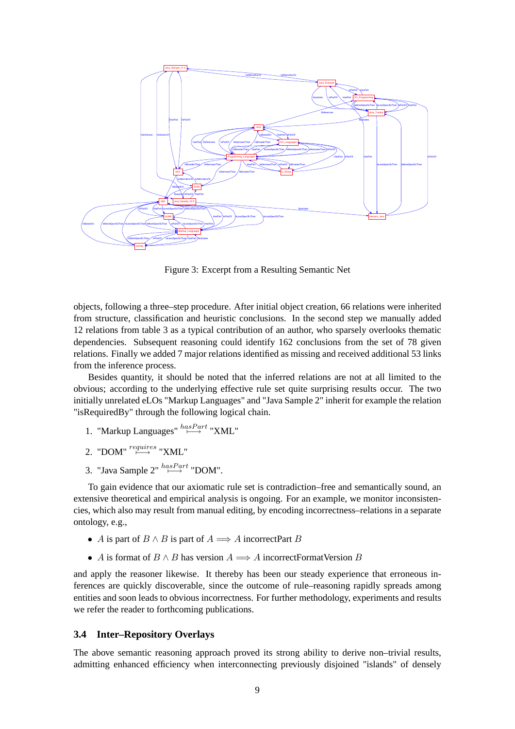Figure 3: Excerpt from a Resulting Semantic Net

objects, following a three–step procedure. After initial object creation, 66 relations were inherited from structure, classification and heuristic conclusions. In the second step we manually added 12 relations from table 3 as a typical contribution of an author, who sparsely overlooks thematic dependencies. Subsequent reasoning could identify 162 conclusions from the set of 78 given relations. Finally we added 7 major relations identified as missing and received additional 53 links from the inference process.

Besides quantity, it should be noted that the inferred relations are not at all limited to the obvious; according to the underlying effective rule set quite surprising results occur. The two initially unrelated eLOs "Markup Languages" and "Java Sample 2" inherit for example the relation "isRequiredBy" through the following logical chain.

1. "Markup Languages" $\overset{hasPart}{\longmapsto}$ "XML"
2. "DOM" $\overset{requires}{\longmapsto}$ "XML"
3. "Java Sample 2" $\overset{hasPart}{\longmapsto}$ "DOM".

To gain evidence that our axiomatic rule set is contradiction–free and semantically sound, an extensive theoretical and empirical analysis is ongoing. For an example, we monitor inconsistencies, which also may result from manual editing, by encoding incorrectness–relations in a separate ontology, e.g.,

- $A$ is part of $B \wedge B$ is part of $A \Longrightarrow A$ incorrectPart $B$
- $A$ is format of $B \wedge B$ has version $A \Longrightarrow A$ incorrectFormatVersion $B$

and apply the reasoner likewise. It thereby has been our steady experience that erroneous inferences are quickly discoverable, since the outcome of rule–reasoning rapidly spreads among entities and soon leads to obvious incorrectness. For further methodology, experiments and results we refer the reader to forthcoming publications.

### 3.4 Inter–Repository Overlays

The above semantic reasoning approach proved its strong ability to derive non–trivial results, admitting enhanced efficiency when interconnecting previously disjoined "islands" of densely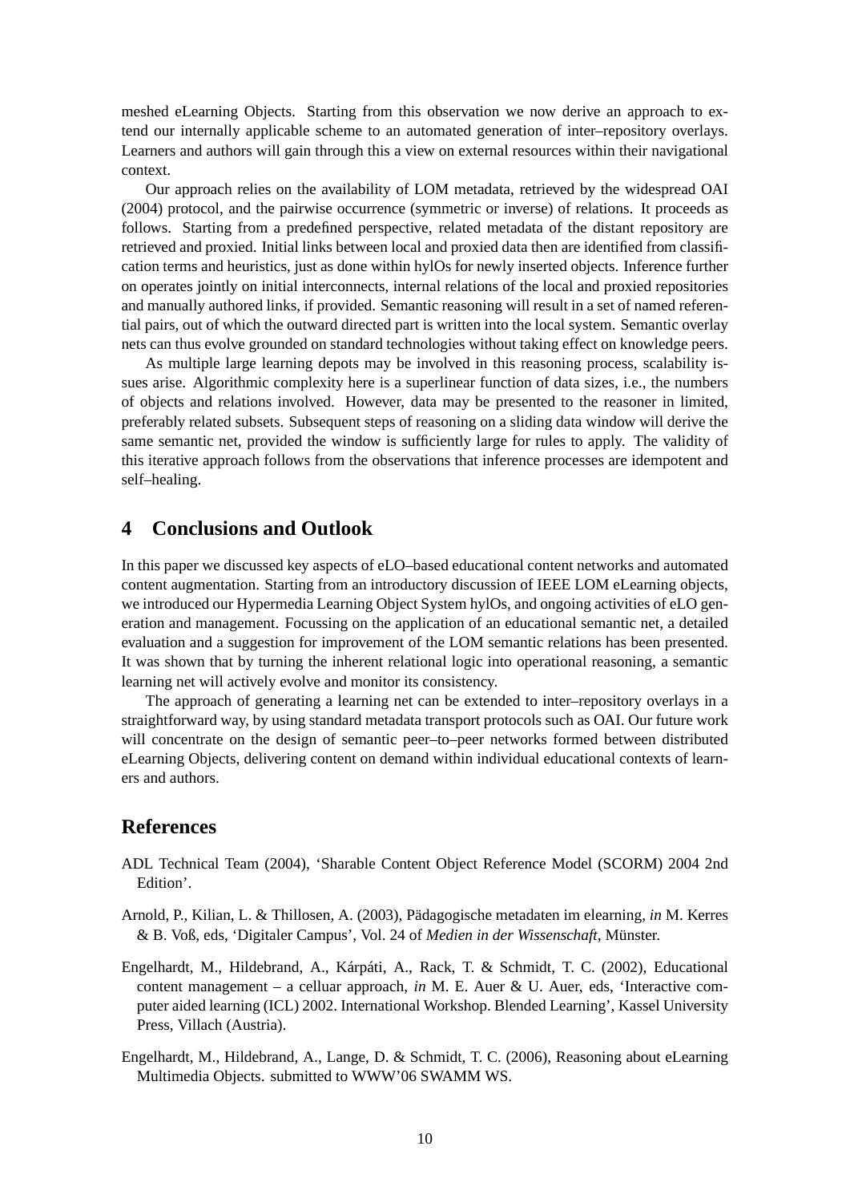meshed eLearning Objects. Starting from this observation we now derive an approach to extend our internally applicable scheme to an automated generation of inter–repository overlays. Learners and authors will gain through this a view on external resources within their navigational context.

Our approach relies on the availability of LOM metadata, retrieved by the widespread OAI (2004) protocol, and the pairwise occurrence (symmetric or inverse) of relations. It proceeds as follows. Starting from a predefined perspective, related metadata of the distant repository are retrieved and proxied. Initial links between local and proxied data then are identified from classification terms and heuristics, just as done within hylOs for newly inserted objects. Inference further on operates jointly on initial interconnects, internal relations of the local and proxied repositories and manually authored links, if provided. Semantic reasoning will result in a set of named referential pairs, out of which the outward directed part is written into the local system. Semantic overlay nets can thus evolve grounded on standard technologies without taking effect on knowledge peers.

As multiple large learning depots may be involved in this reasoning process, scalability issues arise. Algorithmic complexity here is a superlinear function of data sizes, i.e., the numbers of objects and relations involved. However, data may be presented to the reasoner in limited, preferably related subsets. Subsequent steps of reasoning on a sliding data window will derive the same semantic net, provided the window is sufficiently large for rules to apply. The validity of this iterative approach follows from the observations that inference processes are idempotent and self–healing.

## 4 Conclusions and Outlook

In this paper we discussed key aspects of eLO–based educational content networks and automated content augmentation. Starting from an introductory discussion of IEEE LOM eLearning objects, we introduced our Hypermedia Learning Object System hylOs, and ongoing activities of eLO generation and management. Focussing on the application of an educational semantic net, a detailed evaluation and a suggestion for improvement of the LOM semantic relations has been presented. It was shown that by turning the inherent relational logic into operational reasoning, a semantic learning net will actively evolve and monitor its consistency.

The approach of generating a learning net can be extended to inter–repository overlays in a straightforward way, by using standard metadata transport protocols such as OAI. Our future work will concentrate on the design of semantic peer–to–peer networks formed between distributed eLearning Objects, delivering content on demand within individual educational contexts of learners and authors.

## References

ADL Technical Team (2004), 'Sharable Content Object Reference Model (SCORM) 2004 2nd Edition'.

Arnold, P., Kilian, L. & Thillosen, A. (2003), Pädagogische metadaten im elearning, *in* M. Kerres & B. Voß, eds, 'Digitaler Campus', Vol. 24 of *Medien in der Wissenschaft*, Münster.

Engelhardt, M., Hildebrand, A., Kárpáti, A., Rack, T. & Schmidt, T. C. (2002), Educational content management – a celluar approach, *in* M. E. Auer & U. Auer, eds, 'Interactive computer aided learning (ICL) 2002. International Workshop. Blended Learning', Kassel University Press, Villach (Austria).

Engelhardt, M., Hildebrand, A., Lange, D. & Schmidt, T. C. (2006), Reasoning about eLearning Multimedia Objects. submitted to WWW'06 SWAMM WS.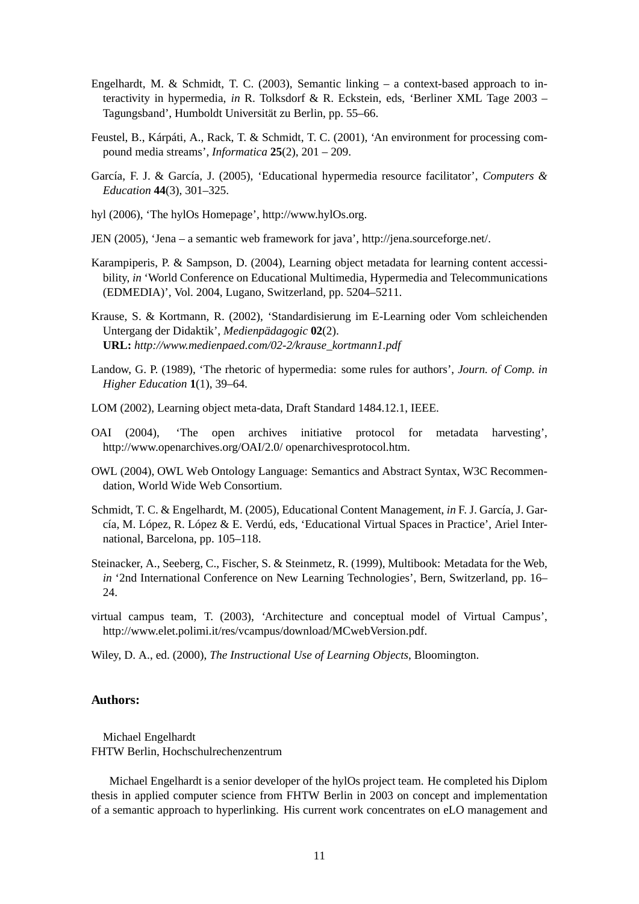Engelhardt, M. & Schmidt, T. C. (2003), Semantic linking – a context-based approach to interactivity in hypermedia, *in* R. Tolksdorf & R. Eckstein, eds, 'Berliner XML Tage 2003 – Tagungsband', Humboldt Universität zu Berlin, pp. 55–66.

Feustel, B., Kárpáti, A., Rack, T. & Schmidt, T. C. (2001), 'An environment for processing compound media streams', *Informatica* **25**(2), 201 – 209.

García, F. J. & García, J. (2005), 'Educational hypermedia resource facilitator', *Computers & Education* **44**(3), 301–325.

hyl (2006), 'The hylOs Homepage', http://www.hylOs.org.

JEN (2005), 'Jena – a semantic web framework for java', http://jena.sourceforge.net/.

Karampiperis, P. & Sampson, D. (2004), Learning object metadata for learning content accessibility, *in* 'World Conference on Educational Multimedia, Hypermedia and Telecommunications (EDMEDIA)', Vol. 2004, Lugano, Switzerland, pp. 5204–5211.

Krause, S. & Kortmann, R. (2002), 'Standardisierung im E-Learning oder Vom schleichenden Untergang der Didaktik', *Medienpädagogic* **02**(2).
**URL:** *http://www.medienpaed.com/02-2/krause_kortmann1.pdf*

Landow, G. P. (1989), 'The rhetoric of hypermedia: some rules for authors', *Journ. of Comp. in Higher Education* **1**(1), 39–64.

LOM (2002), Learning object meta-data, Draft Standard 1484.12.1, IEEE.

OAI (2004), 'The open archives initiative protocol for metadata harvesting', http://www.openarchives.org/OAI/2.0/ openarchivesprotocol.htm.

OWL (2004), OWL Web Ontology Language: Semantics and Abstract Syntax, W3C Recommendation, World Wide Web Consortium.

Schmidt, T. C. & Engelhardt, M. (2005), Educational Content Management, *in* F. J. García, J. García, M. López, R. López & E. Verdú, eds, 'Educational Virtual Spaces in Practice', Ariel International, Barcelona, pp. 105–118.

Steinacker, A., Seeberg, C., Fischer, S. & Steinmetz, R. (1999), Multibook: Metadata for the Web, *in* '2nd International Conference on New Learning Technologies', Bern, Switzerland, pp. 16–24.

virtual campus team, T. (2003), 'Architecture and conceptual model of Virtual Campus', http://www.elet.polimi.it/res/vcampus/download/MCwebVersion.pdf.

Wiley, D. A., ed. (2000), *The Instructional Use of Learning Objects*, Bloomington.

### Authors:

Michael Engelhardt
FHTW Berlin, Hochschulrechenzentrum

Michael Engelhardt is a senior developer of the hylOs project team. He completed his Diplom thesis in applied computer science from FHTW Berlin in 2003 on concept and implementation of a semantic approach to hyperlinking. His current work concentrates on eLO management and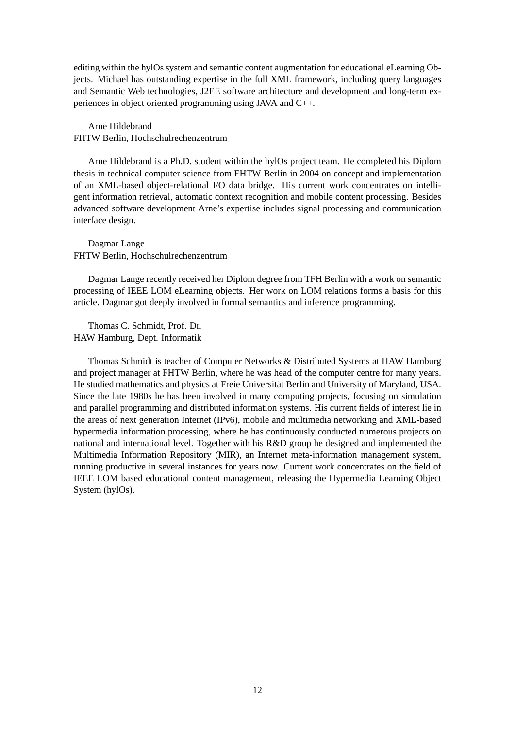editing within the hylOs system and semantic content augmentation for educational eLearning Objects. Michael has outstanding expertise in the full XML framework, including query languages and Semantic Web technologies, J2EE software architecture and development and long-term experiences in object oriented programming using JAVA and C++.

Arne Hildebrand
FHTW Berlin, Hochschulrechenzentrum

Arne Hildebrand is a Ph.D. student within the hylOs project team. He completed his Diplom thesis in technical computer science from FHTW Berlin in 2004 on concept and implementation of an XML-based object-relational I/O data bridge. His current work concentrates on intelligent information retrieval, automatic context recognition and mobile content processing. Besides advanced software development Arne's expertise includes signal processing and communication interface design.

Dagmar Lange
FHTW Berlin, Hochschulrechenzentrum

Dagmar Lange recently received her Diplom degree from TFH Berlin with a work on semantic processing of IEEE LOM eLearning objects. Her work on LOM relations forms a basis for this article. Dagmar got deeply involved in formal semantics and inference programming.

Thomas C. Schmidt, Prof. Dr.
HAW Hamburg, Dept. Informatik

Thomas Schmidt is teacher of Computer Networks & Distributed Systems at HAW Hamburg and project manager at FHTW Berlin, where he was head of the computer centre for many years. He studied mathematics and physics at Freie Universität Berlin and University of Maryland, USA. Since the late 1980s he has been involved in many computing projects, focusing on simulation and parallel programming and distributed information systems. His current fields of interest lie in the areas of next generation Internet (IPv6), mobile and multimedia networking and XML-based hypermedia information processing, where he has continuously conducted numerous projects on national and international level. Together with his R&D group he designed and implemented the Multimedia Information Repository (MIR), an Internet meta-information management system, running productive in several instances for years now. Current work concentrates on the field of IEEE LOM based educational content management, releasing the Hypermedia Learning Object System (hylOs).